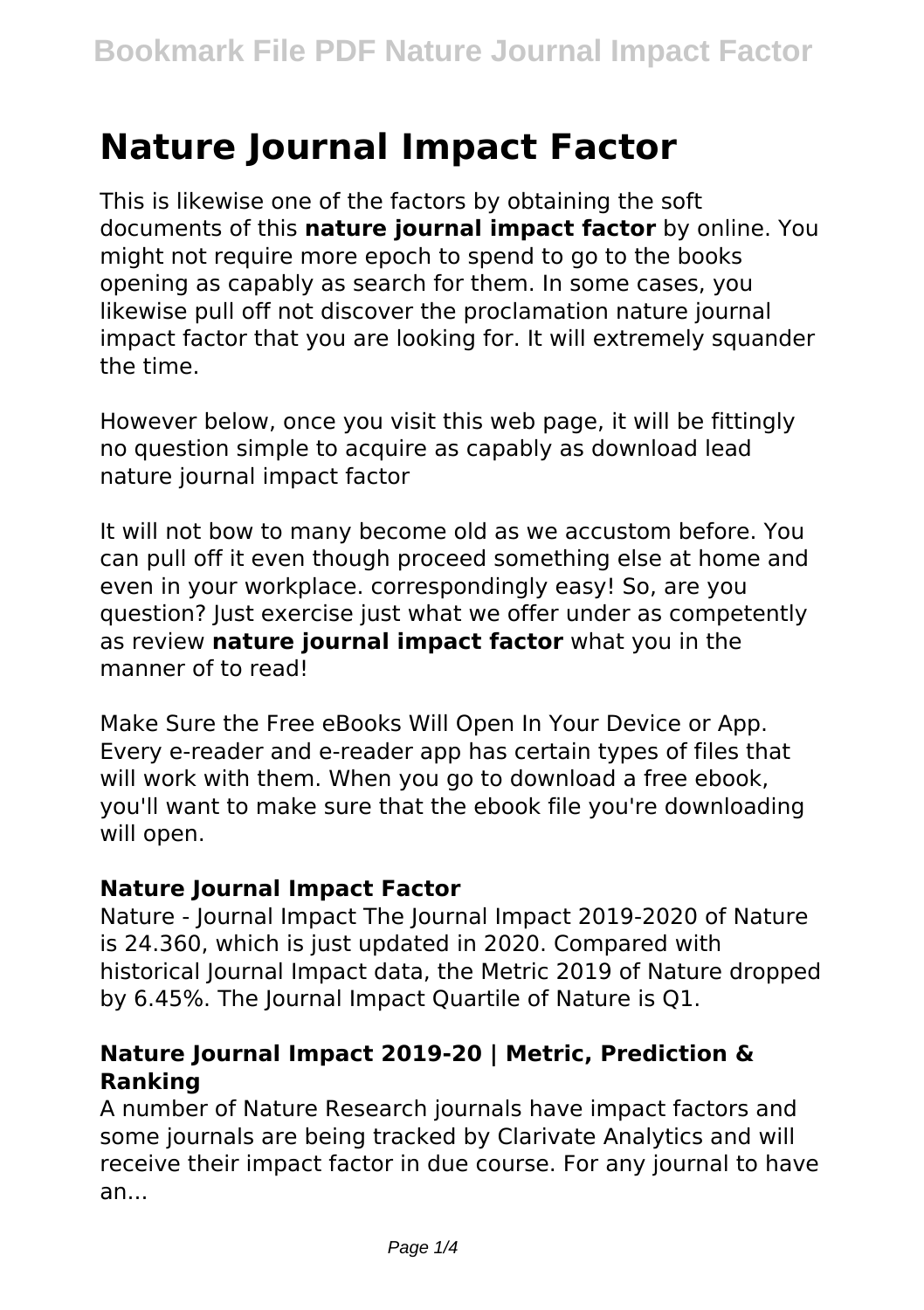# Nature Journal Impact Factor

This is likewise one of the factors by obtaining the soft documents of this **nature journal impact factor** by online. You might not require more epoch to spend to go to the books opening as capably as search for them. In some cases, you likewise pull off not discover the proclamation nature journal impact factor that you are looking for. It will extremely squander the time.

However below, once you visit this web page, it will be fittingly no question simple to acquire as capably as download lead nature journal impact factor

It will not bow to many become old as we accustom before. You can pull off it even though proceed something else at home and even in your workplace. correspondingly easy! So, are you question? Just exercise just what we offer under as competently as review **nature journal impact factor** what you in the manner of to read!

Make Sure the Free eBooks Will Open In Your Device or App. Every e-reader and e-reader app has certain types of files that will work with them. When you go to download a free ebook, you'll want to make sure that the ebook file you're downloading will open.

### Nature Journal Impact Factor

Nature - Journal Impact The Journal Impact 2019-2020 of Nature is 24.360, which is just updated in 2020. Compared with historical Journal Impact data, the Metric 2019 of Nature dropped by 6.45%. The Journal Impact Quartile of Nature is Q1.

### Nature Journal Impact 2019-20 | Metric, Prediction & Ranking

A number of Nature Research journals have impact factors and some journals are being tracked by Clarivate Analytics and will receive their impact factor in due course. For any journal to have an...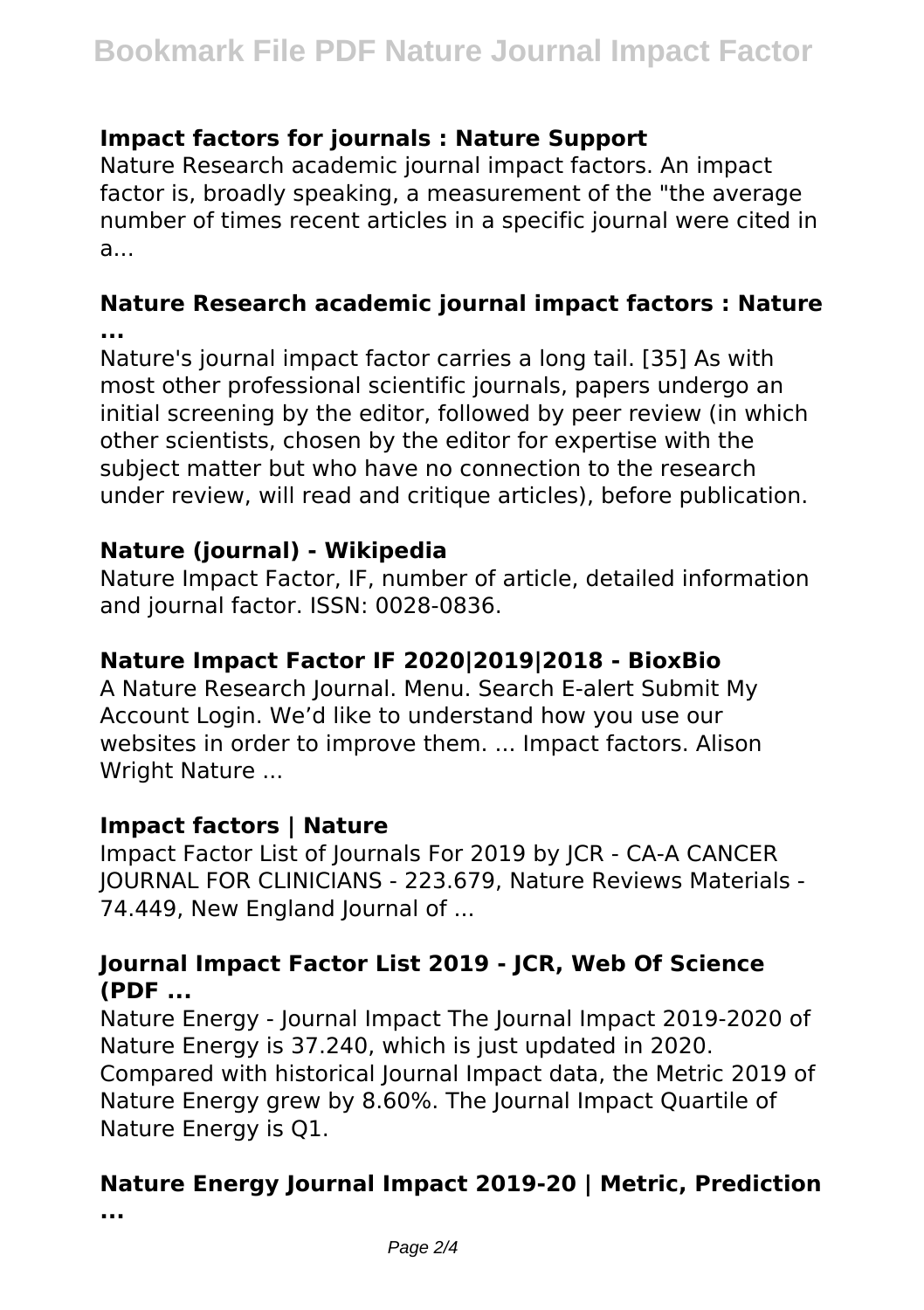### Impact factors for journals : Nature Support

Nature Research academic journal impact factors. An impact factor is, broadly speaking, a measurement of the "the average number of times recent articles in a specific journal were cited in a...

### Nature Research academic journal impact factors : Nature ...

Nature's journal impact factor carries a long tail. [35] As with most other professional scientific journals, papers undergo an initial screening by the editor, followed by peer review (in which other scientists, chosen by the editor for expertise with the subject matter but who have no connection to the research under review, will read and critique articles), before publication.

### Nature (journal) - Wikipedia

Nature Impact Factor, IF, number of article, detailed information and journal factor. ISSN: 0028-0836.

### Nature Impact Factor IF 2020|2019|2018 - BioxBio

A Nature Research Journal. Menu. Search E-alert Submit My Account Login. We'd like to understand how you use our websites in order to improve them. ... Impact factors. Alison Wright Nature ...

### Impact factors | Nature

Impact Factor List of Journals For 2019 by JCR - CA-A CANCER JOURNAL FOR CLINICIANS - 223.679, Nature Reviews Materials - 74.449, New England Journal of ...

### Journal Impact Factor List 2019 - JCR, Web Of Science (PDF ...

Nature Energy - Journal Impact The Journal Impact 2019-2020 of Nature Energy is 37.240, which is just updated in 2020. Compared with historical Journal Impact data, the Metric 2019 of Nature Energy grew by 8.60%. The Journal Impact Quartile of Nature Energy is Q1.

### Nature Energy Journal Impact 2019-20 | Metric, Prediction ...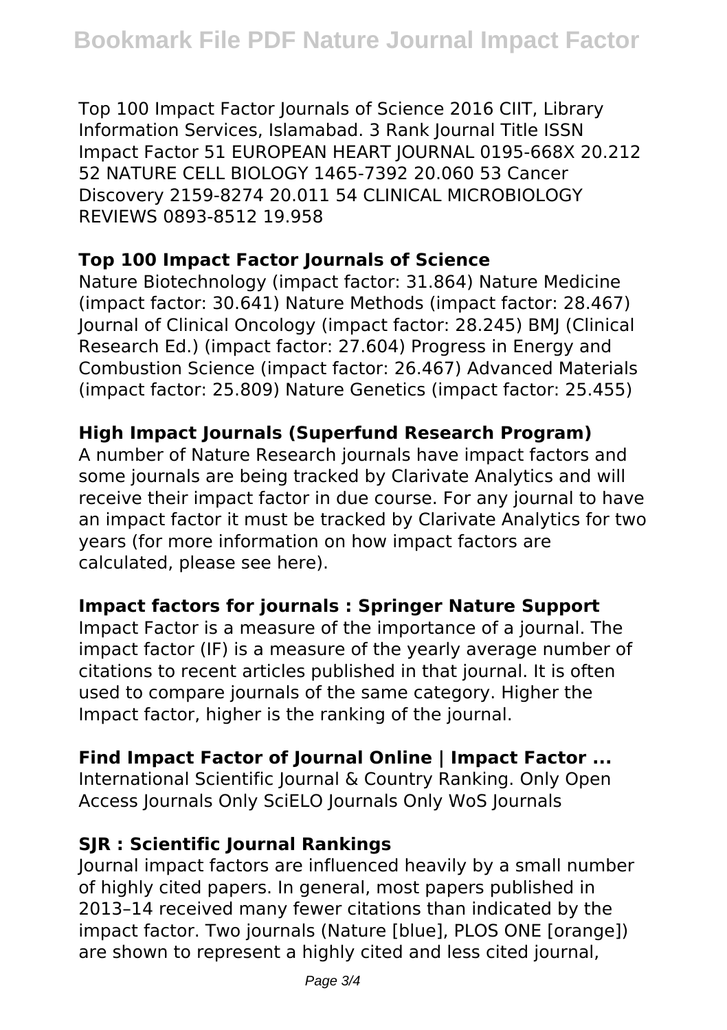Top 100 Impact Factor Journals of Science 2016 CIIT, Library Information Services, Islamabad. 3 Rank Journal Title ISSN Impact Factor 51 EUROPEAN HEART JOURNAL 0195-668X 20.212 52 NATURE CELL BIOLOGY 1465-7392 20.060 53 Cancer Discovery 2159-8274 20.011 54 CLINICAL MICROBIOLOGY REVIEWS 0893-8512 19.958

**Top 100 Impact Factor Journals of Science**

Nature Biotechnology (impact factor: 31.864) Nature Medicine (impact factor: 30.641) Nature Methods (impact factor: 28.467) Journal of Clinical Oncology (impact factor: 28.245) BMJ (Clinical Research Ed.) (impact factor: 27.604) Progress in Energy and Combustion Science (impact factor: 26.467) Advanced Materials (impact factor: 25.809) Nature Genetics (impact factor: 25.455)

**High Impact Journals (Superfund Research Program)**

A number of Nature Research journals have impact factors and some journals are being tracked by Clarivate Analytics and will receive their impact factor in due course. For any journal to have an impact factor it must be tracked by Clarivate Analytics for two years (for more information on how impact factors are calculated, please see here).

**Impact factors for journals : Springer Nature Support**

Impact Factor is a measure of the importance of a journal. The impact factor (IF) is a measure of the yearly average number of citations to recent articles published in that journal. It is often used to compare journals of the same category. Higher the Impact factor, higher is the ranking of the journal.

**Find Impact Factor of Journal Online | Impact Factor ...**

International Scientific Journal & Country Ranking. Only Open Access Journals Only SciELO Journals Only WoS Journals

**SJR : Scientific Journal Rankings**

Journal impact factors are influenced heavily by a small number of highly cited papers. In general, most papers published in 2013–14 received many fewer citations than indicated by the impact factor. Two journals (Nature [blue], PLOS ONE [orange]) are shown to represent a highly cited and less cited journal,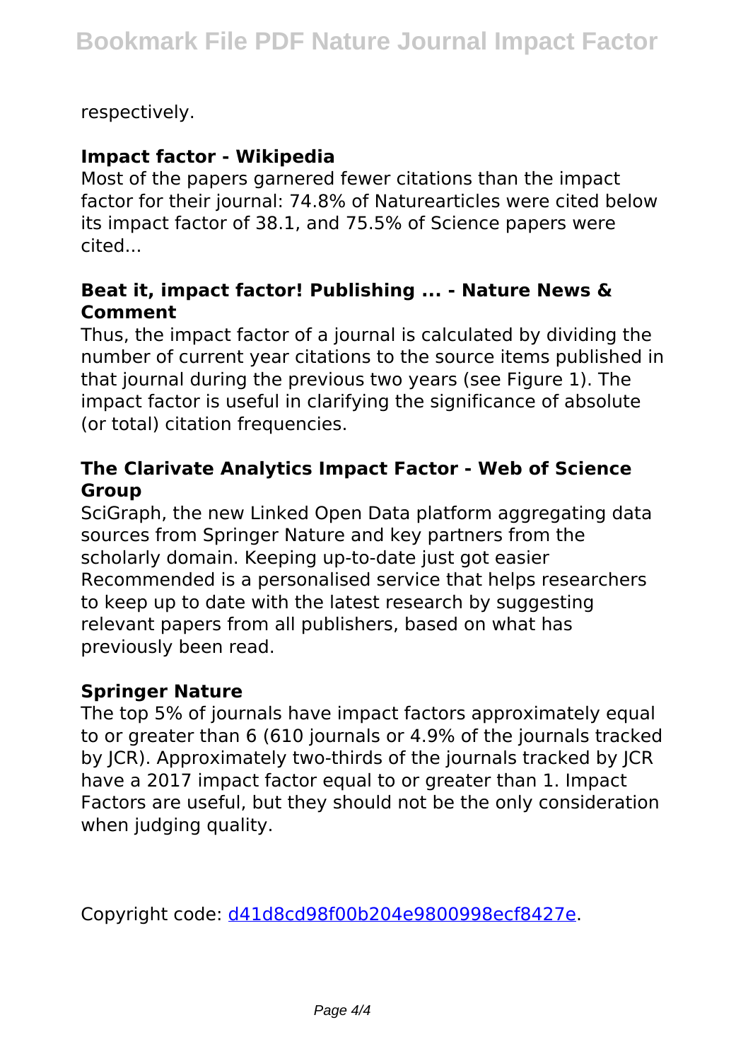respectively.

### Impact factor - Wikipedia

Most of the papers garnered fewer citations than the impact factor for their journal: 74.8% of Naturearticles were cited below its impact factor of 38.1, and 75.5% of Science papers were cited...

### Beat it, impact factor! Publishing ... - Nature News & Comment

Thus, the impact factor of a journal is calculated by dividing the number of current year citations to the source items published in that journal during the previous two years (see Figure 1). The impact factor is useful in clarifying the significance of absolute (or total) citation frequencies.

### The Clarivate Analytics Impact Factor - Web of Science Group

SciGraph, the new Linked Open Data platform aggregating data sources from Springer Nature and key partners from the scholarly domain. Keeping up-to-date just got easier Recommended is a personalised service that helps researchers to keep up to date with the latest research by suggesting relevant papers from all publishers, based on what has previously been read.

### Springer Nature

The top 5% of journals have impact factors approximately equal to or greater than 6 (610 journals or 4.9% of the journals tracked by JCR). Approximately two-thirds of the journals tracked by JCR have a 2017 impact factor equal to or greater than 1. Impact Factors are useful, but they should not be the only consideration when judging quality.

Copyright code: d41d8cd98f00b204e9800998ecf8427e.